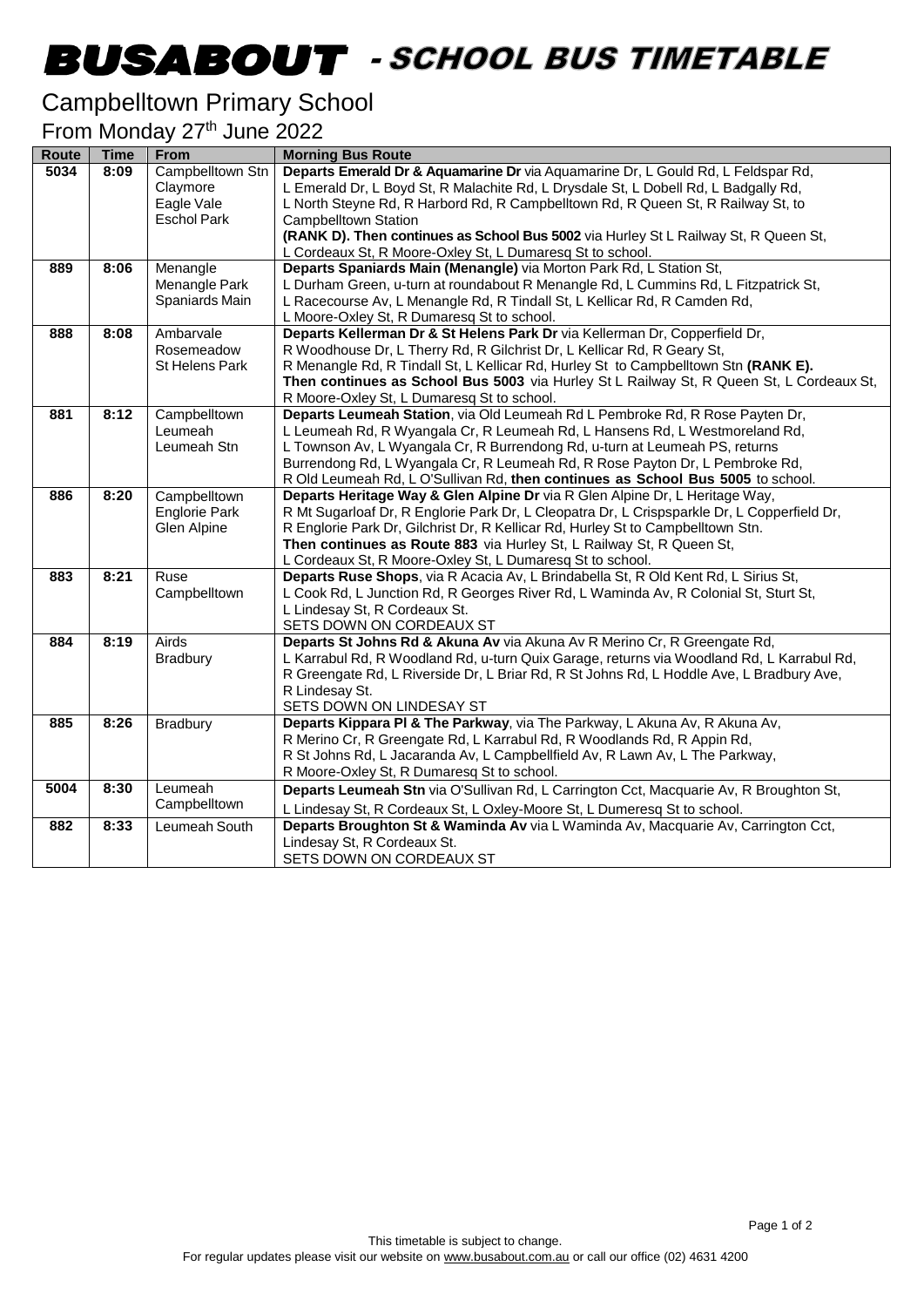# BUSABOUT - SCHOOL BUS TIMETABLE

## Campbelltown Primary School

From Monday 27th June 2022

| Route | Time | From | Morning Bus Route |
|---|---|---|---|
| 5034 | 8:09 | Campbelltown Stn<br>Claymore<br>Eagle Vale<br>Eschol Park | **Departs Emerald Dr & Aquamarine Dr** via Aquamarine Dr, L Gould Rd, L Feldspar Rd, L Emerald Dr, L Boyd St, R Malachite Rd, L Drysdale St, L Dobell Rd, L Badgally Rd, L North Steyne Rd, R Harbord Rd, R Campbelltown Rd, R Queen St, R Railway St, to Campbelltown Station **(RANK D). Then continues as School Bus 5002** via Hurley St L Railway St, R Queen St, L Cordeaux St, R Moore-Oxley St, L Dumaresq St to school. |
| 889 | 8:06 | Menangle<br>Menangle Park<br>Spaniards Main | **Departs Spaniards Main (Menangle)** via Morton Park Rd, L Station St, L Durham Green, u-turn at roundabout R Menangle Rd, L Cummins Rd, L Fitzpatrick St, L Racecourse Av, L Menangle Rd, R Tindall St, L Kellicar Rd, R Camden Rd, L Moore-Oxley St, R Dumaresq St to school. |
| 888 | 8:08 | Ambarvale<br>Rosemeadow<br>St Helens Park | **Departs Kellerman Dr & St Helens Park Dr** via Kellerman Dr, Copperfield Dr, R Woodhouse Dr, L Therry Rd, R Gilchrist Dr, L Kellicar Rd, R Geary St, R Menangle Rd, R Tindall St, L Kellicar Rd, Hurley St to Campbelltown Stn **(RANK E). Then continues as School Bus 5003** via Hurley St L Railway St, R Queen St, L Cordeaux St, R Moore-Oxley St, L Dumaresq St to school. |
| 881 | 8:12 | Campbelltown<br>Leumeah<br>Leumeah Stn | **Departs Leumeah Station**, via Old Leumeah Rd L Pembroke Rd, R Rose Payten Dr, L Leumeah Rd, R Wyangala Cr, R Leumeah Rd, L Hansens Rd, L Westmoreland Rd, L Townson Av, L Wyangala Cr, R Burrendong Rd, u-turn at Leumeah PS, returns Burrendong Rd, L Wyangala Cr, R Leumeah Rd, R Rose Payton Dr, L Pembroke Rd, R Old Leumeah Rd, L O'Sullivan Rd, **then continues as School Bus 5005** to school. |
| 886 | 8:20 | Campbelltown<br>Englorie Park<br>Glen Alpine | **Departs Heritage Way & Glen Alpine Dr** via R Glen Alpine Dr, L Heritage Way, R Mt Sugarloaf Dr, R Englorie Park Dr, L Cleopatra Dr, L Crispsparkle Dr, L Copperfield Dr, R Englorie Park Dr, Gilchrist Dr, R Kellicar Rd, Hurley St to Campbelltown Stn. **Then continues as Route 883** via Hurley St, L Railway St, R Queen St, L Cordeaux St, R Moore-Oxley St, L Dumaresq St to school. |
| 883 | 8:21 | Ruse<br>Campbelltown | **Departs Ruse Shops**, via R Acacia Av, L Brindabella St, R Old Kent Rd, L Sirius St, L Cook Rd, L Junction Rd, R Georges River Rd, L Waminda Av, R Colonial St, Sturt St, L Lindesay St, R Cordeaux St.<br>SETS DOWN ON CORDEAUX ST |
| 884 | 8:19 | Airds<br>Bradbury | **Departs St Johns Rd & Akuna Av** via Akuna Av R Merino Cr, R Greengate Rd, L Karrabul Rd, R Woodland Rd, u-turn Quix Garage, returns via Woodland Rd, L Karrabul Rd, R Greengate Rd, L Riverside Dr, L Briar Rd, R St Johns Rd, L Hoddle Ave, L Bradbury Ave, R Lindesay St.<br>SETS DOWN ON LINDESAY ST |
| 885 | 8:26 | Bradbury | **Departs Kippara Pl & The Parkway**, via The Parkway, L Akuna Av, R Akuna Av, R Merino Cr, R Greengate Rd, L Karrabul Rd, R Woodlands Rd, R Appin Rd, R St Johns Rd, L Jacaranda Av, L Campbellfield Av, R Lawn Av, L The Parkway, R Moore-Oxley St, R Dumaresq St to school. |
| 5004 | 8:30 | Leumeah<br>Campbelltown | **Departs Leumeah Stn** via O'Sullivan Rd, L Carrington Cct, Macquarie Av, R Broughton St, L Lindesay St, R Cordeaux St, L Oxley-Moore St, L Dumeresq St to school. |
| 882 | 8:33 | Leumeah South | **Departs Broughton St & Waminda Av** via L Waminda Av, Macquarie Av, Carrington Cct, Lindesay St, R Cordeaux St.<br>SETS DOWN ON CORDEAUX ST |

This timetable is subject to change.
For regular updates please visit our website on www.busabout.com.au or call our office (02) 4631 4200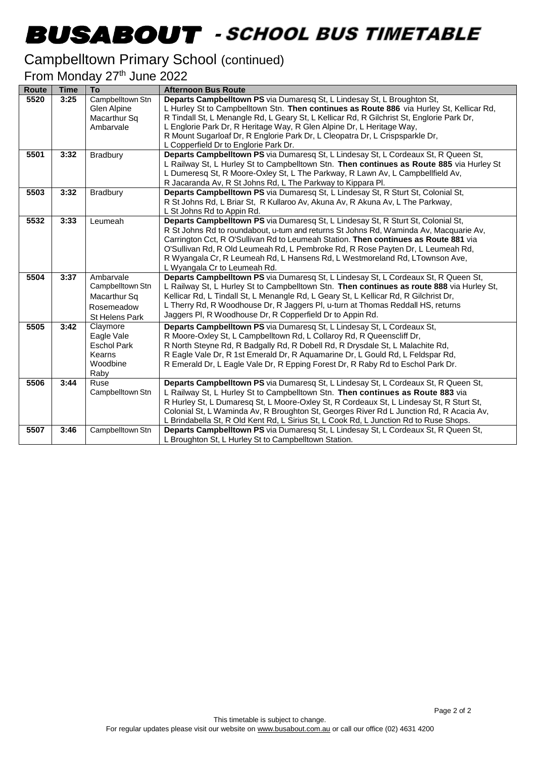# BUSABOUT - SCHOOL BUS TIMETABLE

## Campbelltown Primary School (continued)

### From Monday 27th June 2022

| Route | Time | To | Afternoon Bus Route |
|---|---|---|---|
| 5520 | 3:25 | Campbelltown Stn<br>Glen Alpine<br>Macarthur Sq<br>Ambarvale | **Departs Campbelltown PS** via Dumaresq St, L Lindesay St, L Broughton St, L Hurley St to Campbelltown Stn. **Then continues as Route 886** via Hurley St, Kellicar Rd, R Tindall St, L Menangle Rd, L Geary St, L Kellicar Rd, R Gilchrist St, Englorie Park Dr, L Englorie Park Dr, R Heritage Way, R Glen Alpine Dr, L Heritage Way, R Mount Sugarloaf Dr, R Englorie Park Dr, L Cleopatra Dr, L Crispsparkle Dr, L Copperfield Dr to Englorie Park Dr. |
| 5501 | 3:32 | Bradbury | **Departs Campbelltown PS** via Dumaresq St, L Lindesay St, L Cordeaux St, R Queen St, L Railway St, L Hurley St to Campbelltown Stn. **Then continues as Route 885** via Hurley St L Dumeresq St, R Moore-Oxley St, L The Parkway, R Lawn Av, L Campbellfield Av, R Jacaranda Av, R St Johns Rd, L The Parkway to Kippara Pl. |
| 5503 | 3:32 | Bradbury | **Departs Campbelltown PS** via Dumaresq St, L Lindesay St, R Sturt St, Colonial St, R St Johns Rd, L Briar St, R Kullaroo Av, Akuna Av, R Akuna Av, L The Parkway, L St Johns Rd to Appin Rd. |
| 5532 | 3:33 | Leumeah | **Departs Campbelltown PS** via Dumaresq St, L Lindesay St, R Sturt St, Colonial St, R St Johns Rd to roundabout, u-turn and returns St Johns Rd, Waminda Av, Macquarie Av, Carrington Cct, R O'Sullivan Rd to Leumeah Station. **Then continues as Route 881** via O'Sullivan Rd, R Old Leumeah Rd, L Pembroke Rd, R Rose Payten Dr, L Leumeah Rd, R Wyangala Cr, R Leumeah Rd, L Hansens Rd, L Westmoreland Rd, LTownson Ave, L Wyangala Cr to Leumeah Rd. |
| 5504 | 3:37 | Ambarvale<br>Campbelltown Stn<br>Macarthur Sq<br>Rosemeadow<br>St Helens Park | **Departs Campbelltown PS** via Dumaresq St, L Lindesay St, L Cordeaux St, R Queen St, L Railway St, L Hurley St to Campbelltown Stn. **Then continues as route 888** via Hurley St, Kellicar Rd, L Tindall St, L Menangle Rd, L Geary St, L Kellicar Rd, R Gilchrist Dr, L Therry Rd, R Woodhouse Dr, R Jaggers Pl, u-turn at Thomas Reddall HS, returns Jaggers Pl, R Woodhouse Dr, R Copperfield Dr to Appin Rd. |
| 5505 | 3:42 | Claymore<br>Eagle Vale<br>Eschol Park<br>Kearns<br>Woodbine<br>Raby | **Departs Campbelltown PS** via Dumaresq St, L Lindesay St, L Cordeaux St, R Moore-Oxley St, L Campbelltown Rd, L Collaroy Rd, R Queenscliff Dr, R North Steyne Rd, R Badgally Rd, R Dobell Rd, R Drysdale St, L Malachite Rd, R Eagle Vale Dr, R 1st Emerald Dr, R Aquamarine Dr, L Gould Rd, L Feldspar Rd, R Emerald Dr, L Eagle Vale Dr, R Epping Forest Dr, R Raby Rd to Eschol Park Dr. |
| 5506 | 3:44 | Ruse<br>Campbelltown Stn | **Departs Campbelltown PS** via Dumaresq St, L Lindesay St, L Cordeaux St, R Queen St, L Railway St, L Hurley St to Campbelltown Stn. **Then continues as Route 883** via R Hurley St, L Dumaresq St, L Moore-Oxley St, R Cordeaux St, L Lindesay St, R Sturt St, Colonial St, L Waminda Av, R Broughton St, Georges River Rd L Junction Rd, R Acacia Av, L Brindabella St, R Old Kent Rd, L Sirius St, L Cook Rd, L Junction Rd to Ruse Shops. |
| 5507 | 3:46 | Campbelltown Stn | **Departs Campbelltown PS** via Dumaresq St, L Lindesay St, L Cordeaux St, R Queen St, L Broughton St, L Hurley St to Campbelltown Station. |

This timetable is subject to change.
For regular updates please visit our website on www.busabout.com.au or call our office (02) 4631 4200